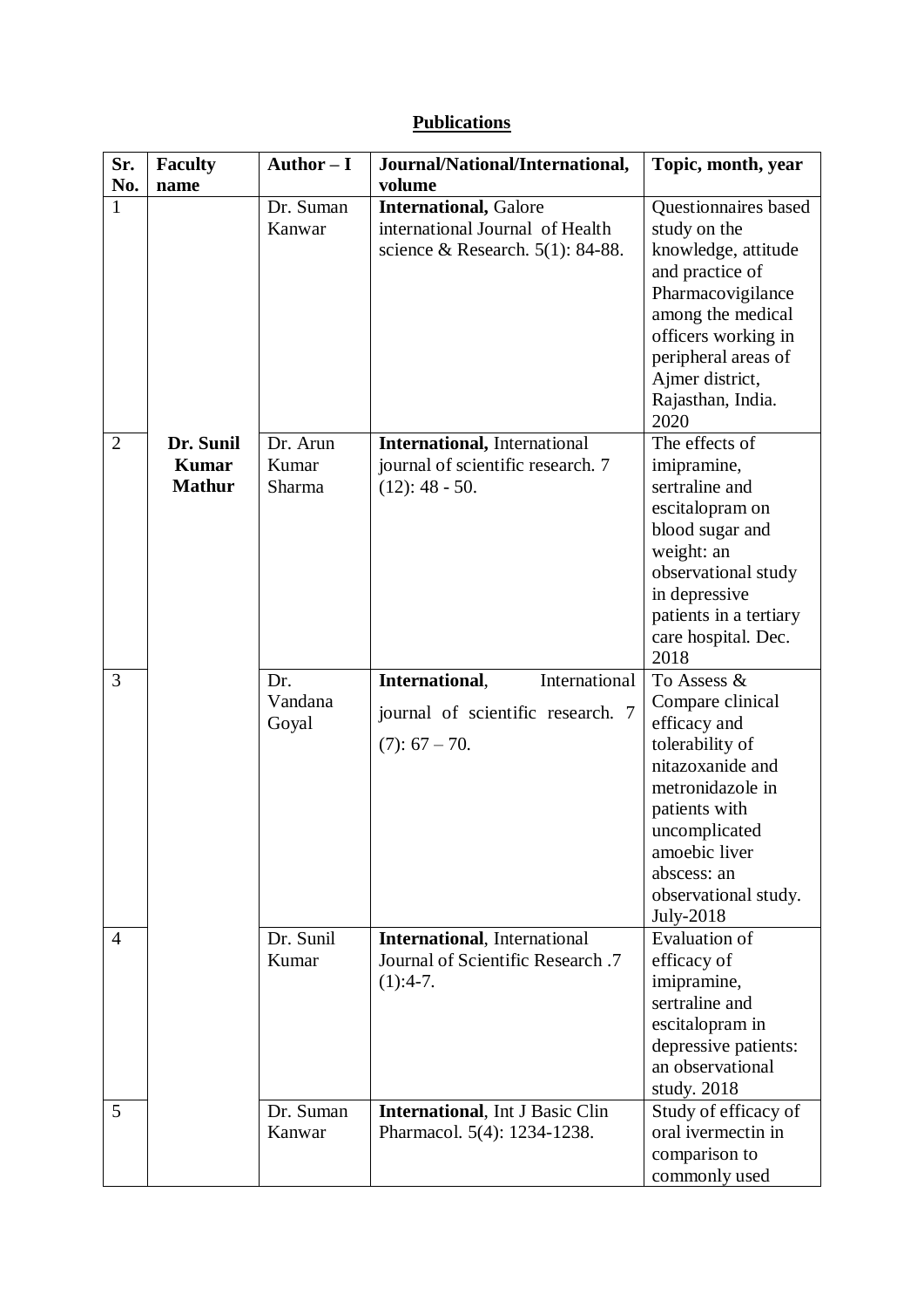## **Publications**

| Sr. No. | Faculty name | Author – I | Journal/National/International, volume | Topic, month, year |
|---|---|---|---|---|
| 1 | | Dr. Suman Kanwar | **International,** Galore international Journal of Health science & Research. 5(1): 84-88. | Questionnaires based study on the knowledge, attitude and practice of Pharmacovigilance among the medical officers working in peripheral areas of Ajmer district, Rajasthan, India. 2020 |
| 2 | **Dr. Sunil Kumar Mathur** | Dr. Arun Kumar Sharma | **International,** International journal of scientific research. 7 (12): 48 - 50. | The effects of imipramine, sertraline and escitalopram on blood sugar and weight: an observational study in depressive patients in a tertiary care hospital. Dec. 2018 |
| 3 | | Dr. Vandana Goyal | **International**, International journal of scientific research. 7 (7): 67 – 70. | To Assess & Compare clinical efficacy and tolerability of nitazoxanide and metronidazole in patients with uncomplicated amoebic liver abscess: an observational study. July-2018 |
| 4 | | Dr. Sunil Kumar | **International**, International Journal of Scientific Research .7 (1):4-7. | Evaluation of efficacy of imipramine, sertraline and escitalopram in depressive patients: an observational study. 2018 |
| 5 | | Dr. Suman Kanwar | **International**, Int J Basic Clin Pharmacol. 5(4): 1234-1238. | Study of efficacy of oral ivermectin in comparison to commonly used |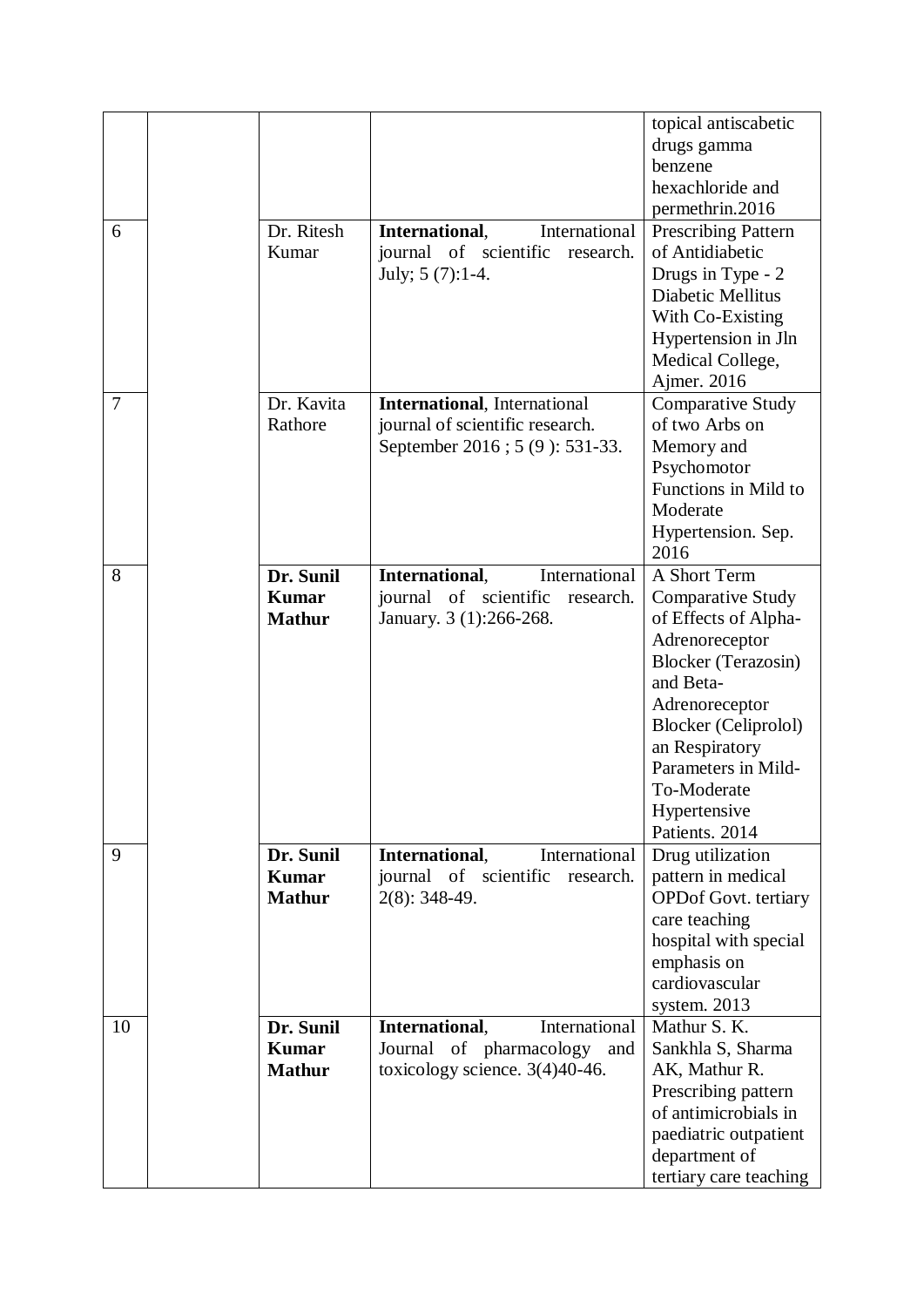| | | | | |
|---|---|---|---|---|
| | | | | topical antiscabetic drugs gamma benzene hexachloride and permethrin.2016 |
| 6 | | Dr. Ritesh Kumar | **International**, International journal of scientific research. July; 5 (7):1-4. | Prescribing Pattern of Antidiabetic Drugs in Type - 2 Diabetic Mellitus With Co-Existing Hypertension in Jln Medical College, Ajmer. 2016 |
| 7 | | Dr. Kavita Rathore | **International**, International journal of scientific research. September 2016 ; 5 (9 ): 531-33. | Comparative Study of two Arbs on Memory and Psychomotor Functions in Mild to Moderate Hypertension. Sep. 2016 |
| 8 | | **Dr. Sunil Kumar Mathur** | **International**, International journal of scientific research. January. 3 (1):266-268. | A Short Term Comparative Study of Effects of Alpha-Adrenoreceptor Blocker (Terazosin) and Beta-Adrenoreceptor Blocker (Celiprolol) an Respiratory Parameters in Mild-To-Moderate Hypertensive Patients. 2014 |
| 9 | | **Dr. Sunil Kumar Mathur** | **International**, International journal of scientific research. 2(8): 348-49. | Drug utilization pattern in medical OPDof Govt. tertiary care teaching hospital with special emphasis on cardiovascular system. 2013 |
| 10 | | **Dr. Sunil Kumar Mathur** | **International**, International Journal of pharmacology and toxicology science. 3(4)40-46. | Mathur S. K. Sankhla S, Sharma AK, Mathur R. Prescribing pattern of antimicrobials in paediatric outpatient department of tertiary care teaching |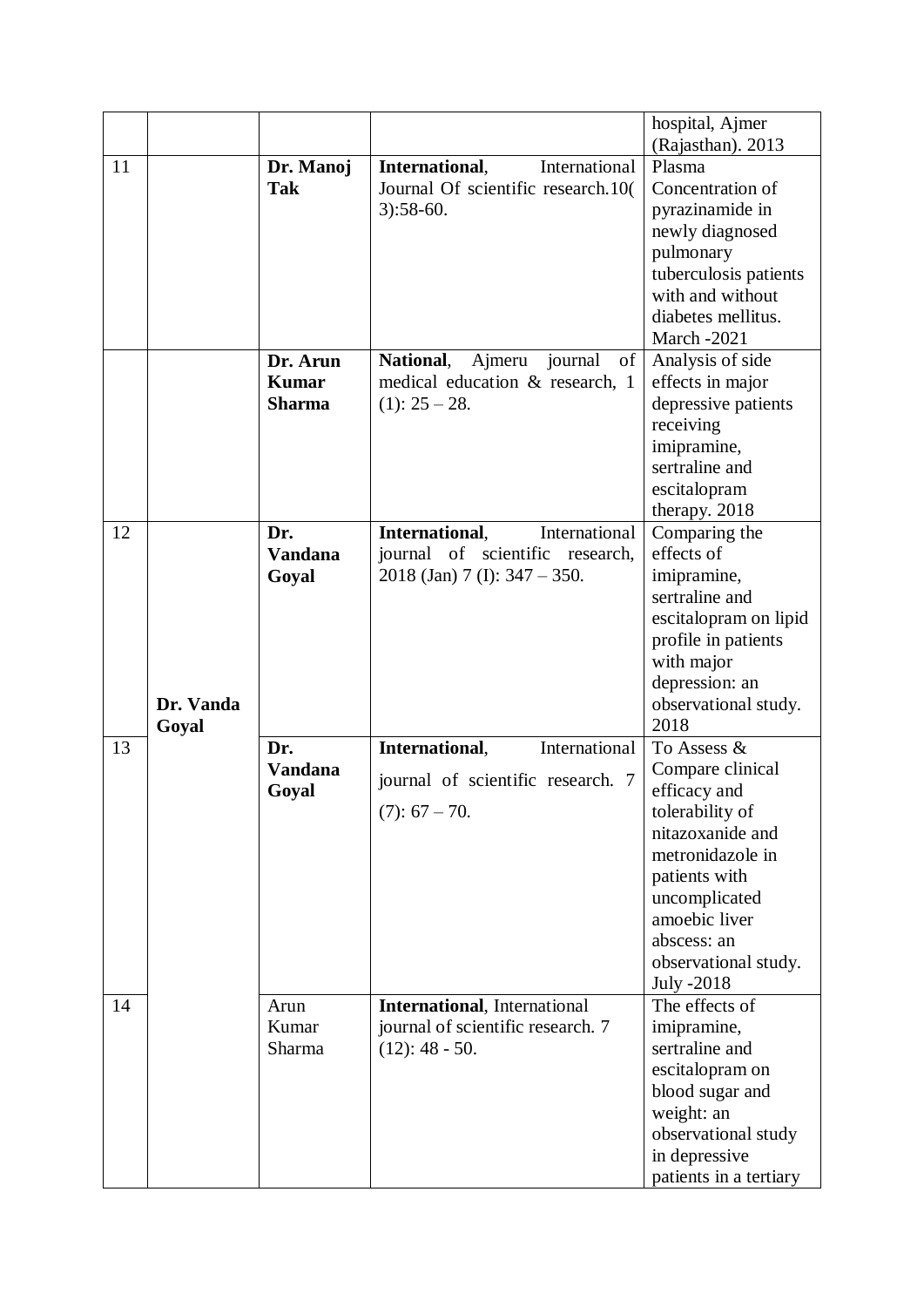| | | | | |
|---|---|---|---|---|
| | | | | hospital, Ajmer (Rajasthan). 2013 |
| 11 | | **Dr. Manoj Tak** | **International**, International Journal Of scientific research.10( 3):58-60. | Plasma Concentration of pyrazinamide in newly diagnosed pulmonary tuberculosis patients with and without diabetes mellitus. March -2021 |
| | | **Dr. Arun Kumar Sharma** | **National**, Ajmeru journal of medical education & research, 1 (1): 25 – 28. | Analysis of side effects in major depressive patients receiving imipramine, sertraline and escitalopram therapy. 2018 |
| 12 | **Dr. Vanda Goyal** | **Dr. Vandana Goyal** | **International**, International journal of scientific research, 2018 (Jan) 7 (I): 347 – 350. | Comparing the effects of imipramine, sertraline and escitalopram on lipid profile in patients with major depression: an observational study. 2018 |
| 13 | | **Dr. Vandana Goyal** | **International**, International journal of scientific research. 7 (7): 67 – 70. | To Assess & Compare clinical efficacy and tolerability of nitazoxanide and metronidazole in patients with uncomplicated amoebic liver abscess: an observational study. July -2018 |
| 14 | | Arun Kumar Sharma | **International**, International journal of scientific research. 7 (12): 48 - 50. | The effects of imipramine, sertraline and escitalopram on blood sugar and weight: an observational study in depressive patients in a tertiary |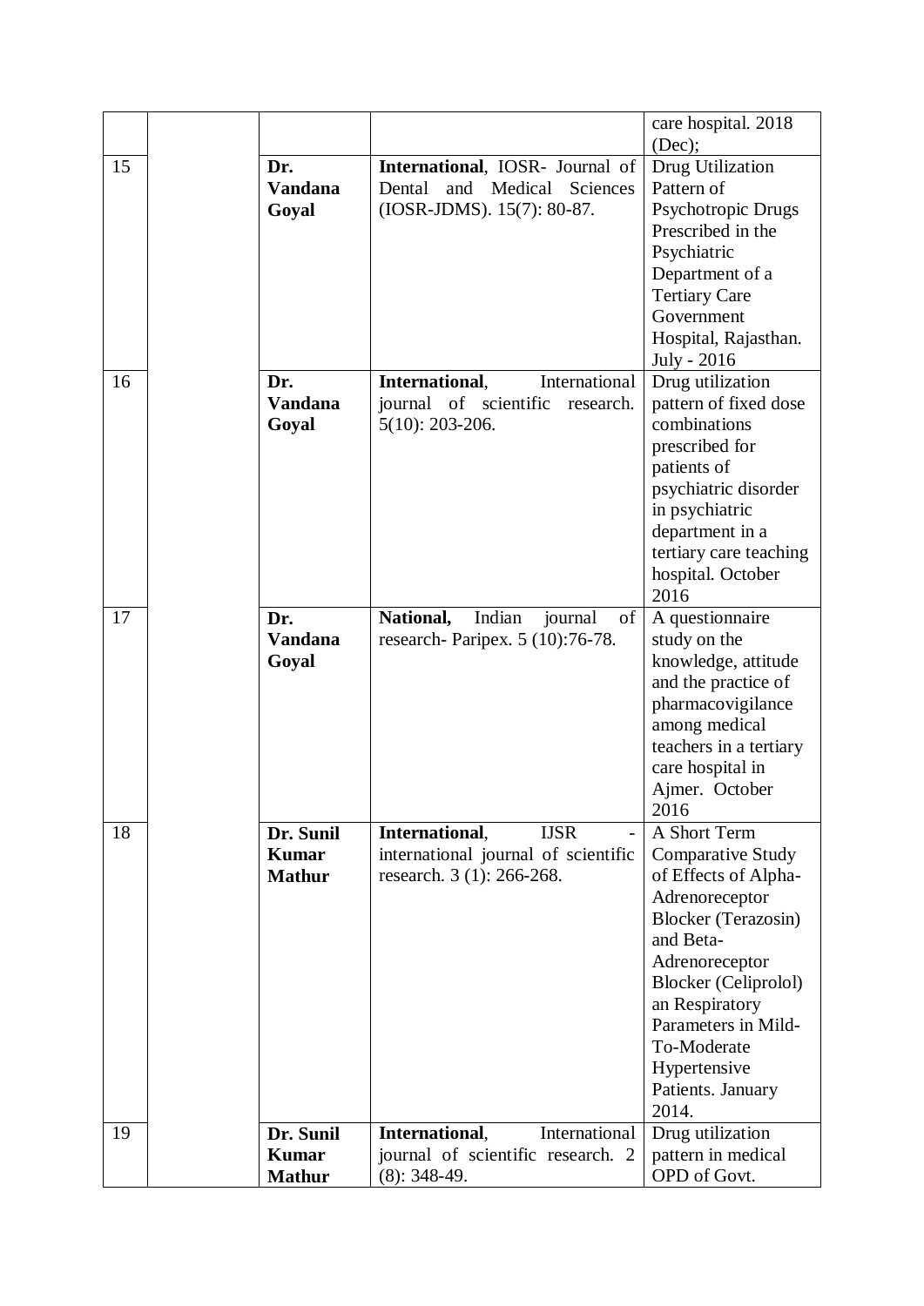| | | | | |
|---|---|---|---|---|
| | | | | care hospital. 2018 (Dec); |
| 15 | | **Dr. Vandana Goyal** | **International**, IOSR- Journal of Dental and Medical Sciences (IOSR-JDMS). 15(7): 80-87. | Drug Utilization Pattern of Psychotropic Drugs Prescribed in the Psychiatric Department of a Tertiary Care Government Hospital, Rajasthan. July - 2016 |
| 16 | | **Dr. Vandana Goyal** | **International**, International journal of scientific research. 5(10): 203-206. | Drug utilization pattern of fixed dose combinations prescribed for patients of psychiatric disorder in psychiatric department in a tertiary care teaching hospital. October 2016 |
| 17 | | **Dr. Vandana Goyal** | **National,** Indian journal of research- Paripex. 5 (10):76-78. | A questionnaire study on the knowledge, attitude and the practice of pharmacovigilance among medical teachers in a tertiary care hospital in Ajmer. October 2016 |
| 18 | | **Dr. Sunil Kumar Mathur** | **International**, IJSR - international journal of scientific research. 3 (1): 266-268. | A Short Term Comparative Study of Effects of Alpha-Adrenoreceptor Blocker (Terazosin) and Beta-Adrenoreceptor Blocker (Celiprolol) an Respiratory Parameters in Mild-To-Moderate Hypertensive Patients. January 2014. |
| 19 | | **Dr. Sunil Kumar Mathur** | **International**, International journal of scientific research. 2 (8): 348-49. | Drug utilization pattern in medical OPD of Govt. |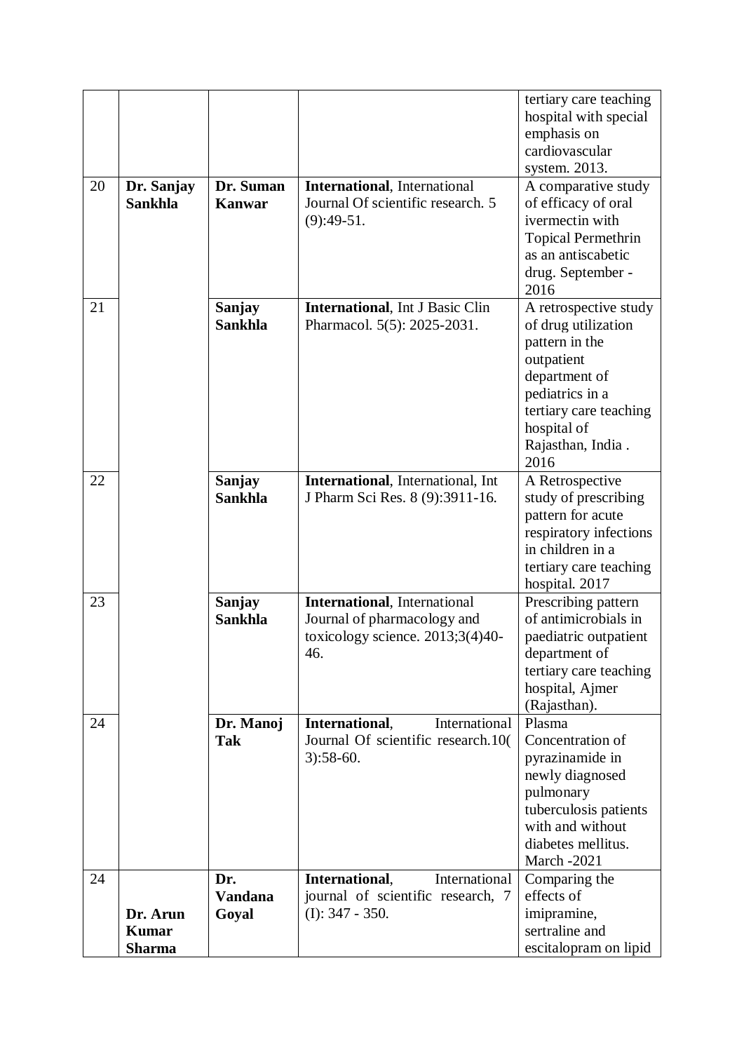|  |  |  |  | tertiary care teaching hospital with special emphasis on cardiovascular system. 2013. |
|---|---|---|---|---|
| 20 | **Dr. Sanjay Sankhla** | **Dr. Suman Kanwar** | **International**, International Journal Of scientific research. 5 (9):49-51. | A comparative study of efficacy of oral ivermectin with Topical Permethrin as an antiscabetic drug. September - 2016 |
| 21 |  | **Sanjay Sankhla** | **International**, Int J Basic Clin Pharmacol. 5(5): 2025-2031. | A retrospective study of drug utilization pattern in the outpatient department of pediatrics in a tertiary care teaching hospital of Rajasthan, India . 2016 |
| 22 |  | **Sanjay Sankhla** | **International**, International, Int J Pharm Sci Res. 8 (9):3911-16. | A Retrospective study of prescribing pattern for acute respiratory infections in children in a tertiary care teaching hospital. 2017 |
| 23 |  | **Sanjay Sankhla** | **International**, International Journal of pharmacology and toxicology science. 2013;3(4)40-46. | Prescribing pattern of antimicrobials in paediatric outpatient department of tertiary care teaching hospital, Ajmer (Rajasthan). |
| 24 |  | **Dr. Manoj Tak** | **International**, International Journal Of scientific research.10( 3):58-60. | Plasma Concentration of pyrazinamide in newly diagnosed pulmonary tuberculosis patients with and without diabetes mellitus. March -2021 |
| 24 | **Dr. Arun Kumar Sharma** | **Dr. Vandana Goyal** | **International**, International journal of scientific research, 7 (I): 347 - 350. | Comparing the effects of imipramine, sertraline and escitalopram on lipid |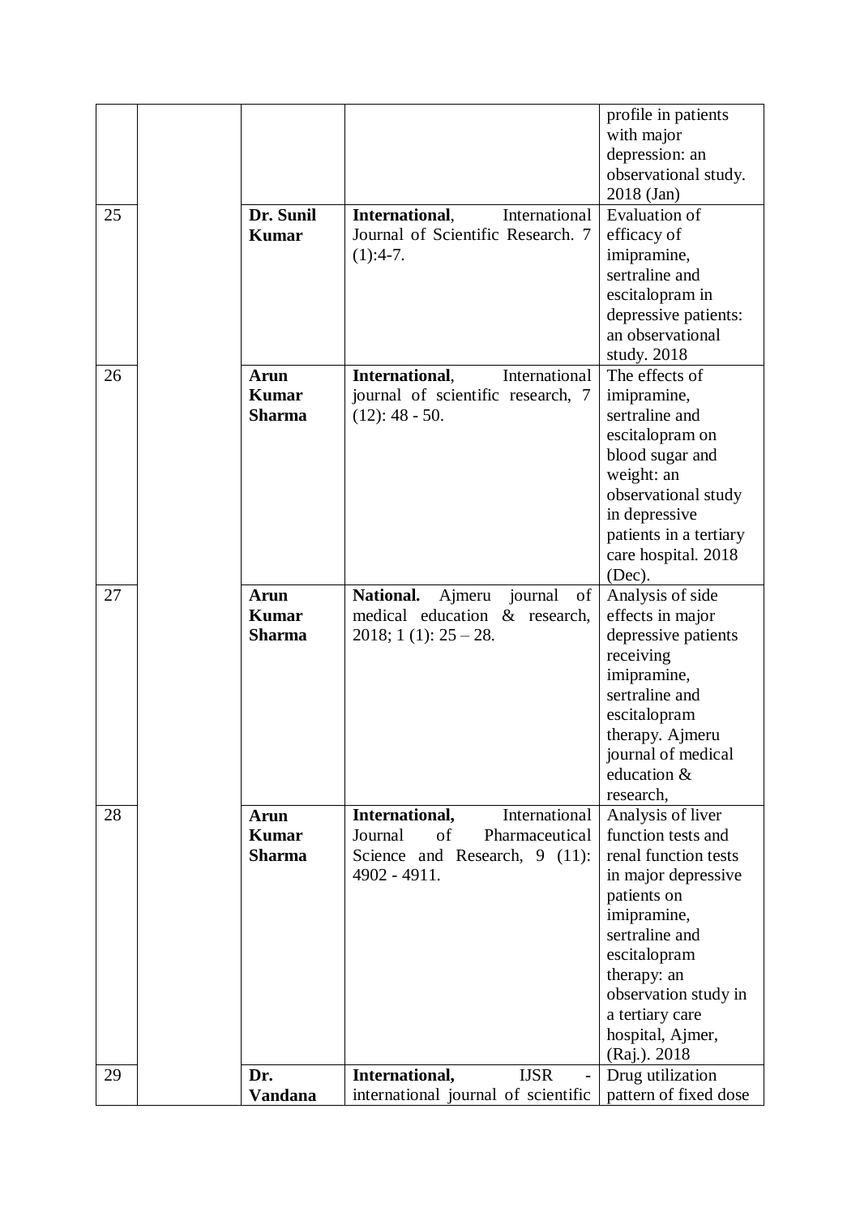| | | | | |
|---|---|---|---|---|
| | | | | profile in patients with major depression: an observational study. 2018 (Jan) |
| 25 | | **Dr. Sunil Kumar** | **International**, International Journal of Scientific Research. 7 (1):4-7. | Evaluation of efficacy of imipramine, sertraline and escitalopram in depressive patients: an observational study. 2018 |
| 26 | | **Arun Kumar Sharma** | **International**, International journal of scientific research, 7 (12): 48 - 50. | The effects of imipramine, sertraline and escitalopram on blood sugar and weight: an observational study in depressive patients in a tertiary care hospital. 2018 (Dec). |
| 27 | | **Arun Kumar Sharma** | **National.** Ajmeru journal of medical education & research, 2018; 1 (1): 25 – 28. | Analysis of side effects in major depressive patients receiving imipramine, sertraline and escitalopram therapy. Ajmeru journal of medical education & research, |
| 28 | | **Arun Kumar Sharma** | **International,** International Journal of Pharmaceutical Science and Research, 9 (11): 4902 - 4911. | Analysis of liver function tests and renal function tests in major depressive patients on imipramine, sertraline and escitalopram therapy: an observation study in a tertiary care hospital, Ajmer, (Raj.). 2018 |
| 29 | | **Dr. Vandana** | **International,** IJSR - international journal of scientific | Drug utilization pattern of fixed dose |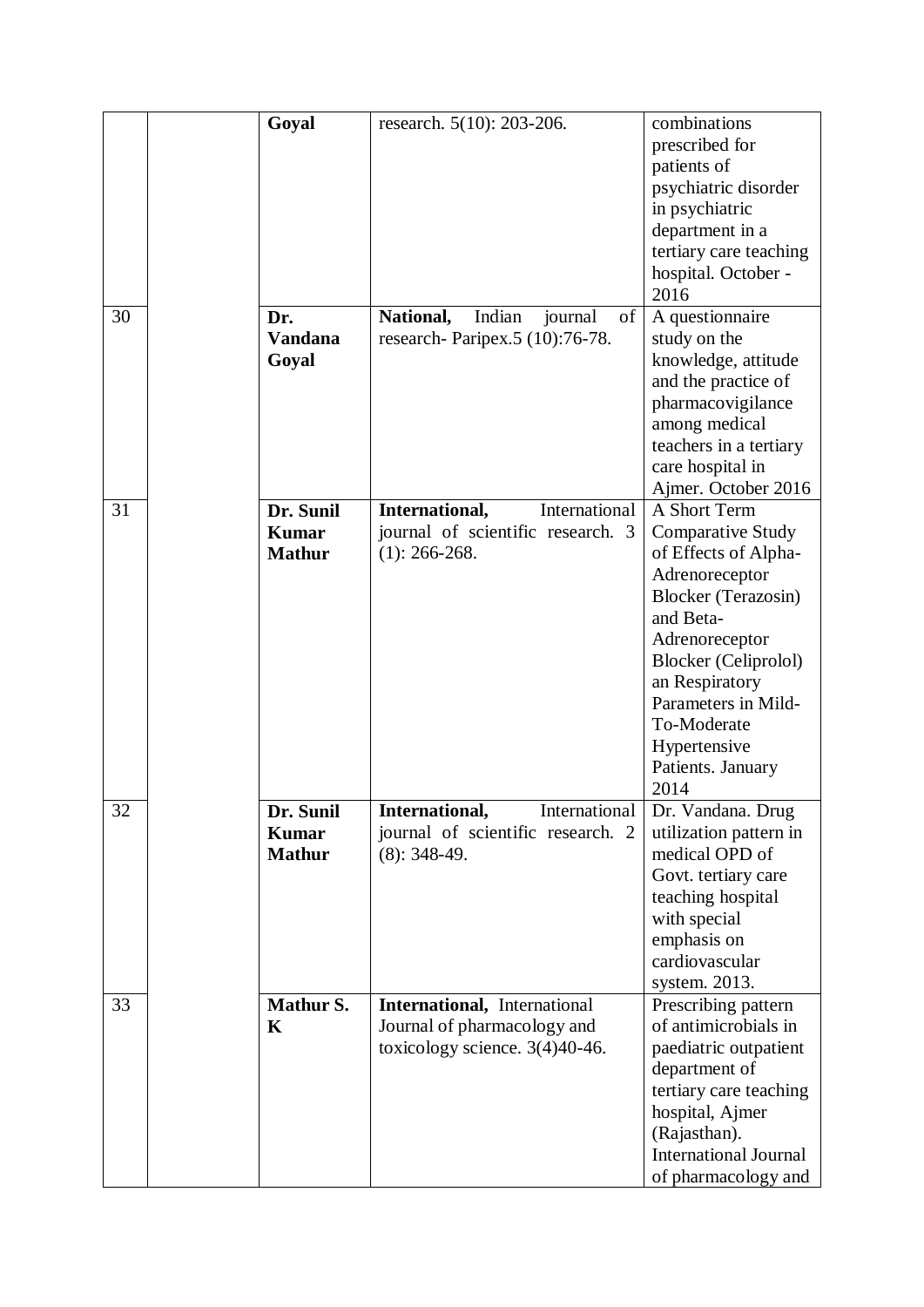| | | | | |
|---|---|---|---|---|
| | | **Goyal** | research. 5(10): 203-206. | combinations prescribed for patients of psychiatric disorder in psychiatric department in a tertiary care teaching hospital. October - 2016 |
| 30 | | **Dr. Vandana Goyal** | **National,** Indian journal of research- Paripex.5 (10):76-78. | A questionnaire study on the knowledge, attitude and the practice of pharmacovigilance among medical teachers in a tertiary care hospital in Ajmer. October 2016 |
| 31 | | **Dr. Sunil Kumar Mathur** | **International,** International journal of scientific research. 3 (1): 266-268. | A Short Term Comparative Study of Effects of Alpha-Adrenoreceptor Blocker (Terazosin) and Beta-Adrenoreceptor Blocker (Celiprolol) an Respiratory Parameters in Mild-To-Moderate Hypertensive Patients. January 2014 |
| 32 | | **Dr. Sunil Kumar Mathur** | **International,** International journal of scientific research. 2 (8): 348-49. | Dr. Vandana. Drug utilization pattern in medical OPD of Govt. tertiary care teaching hospital with special emphasis on cardiovascular system. 2013. |
| 33 | | **Mathur S. K** | **International,** International Journal of pharmacology and toxicology science. 3(4)40-46. | Prescribing pattern of antimicrobials in paediatric outpatient department of tertiary care teaching hospital, Ajmer (Rajasthan). International Journal of pharmacology and |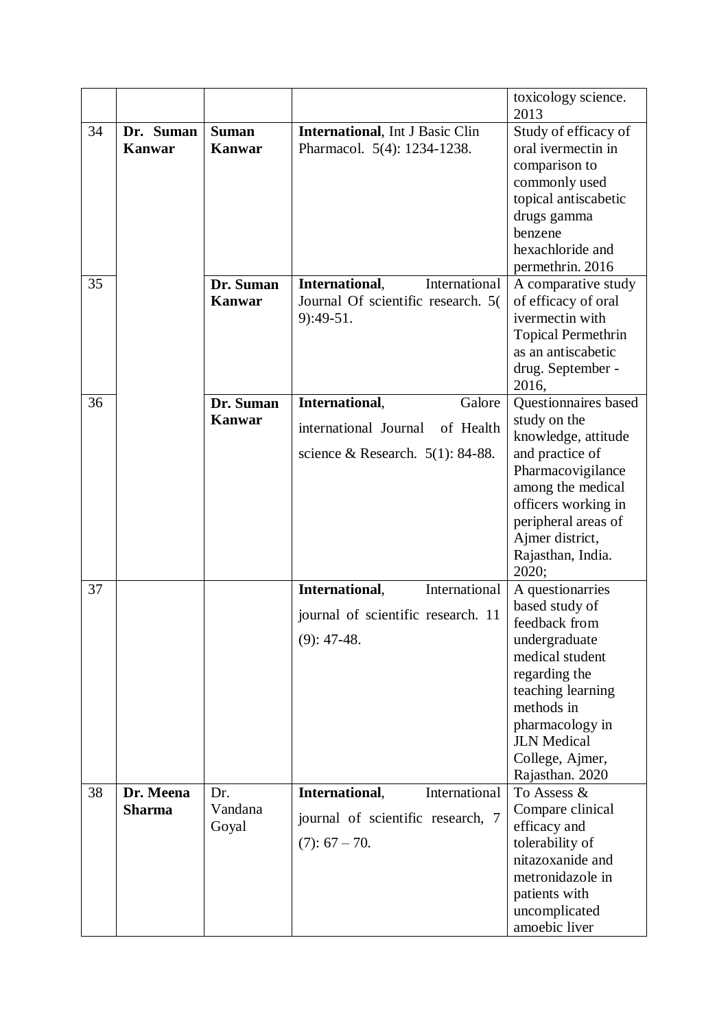|  |  |  |  | toxicology science. 2013 |
|---|---|---|---|---|
| 34 | **Dr. Suman Kanwar** | **Suman Kanwar** | **International**, Int J Basic Clin Pharmacol. 5(4): 1234-1238. | Study of efficacy of oral ivermectin in comparison to commonly used topical antiscabetic drugs gamma benzene hexachloride and permethrin. 2016 |
| 35 |  | **Dr. Suman Kanwar** | **International**, International Journal Of scientific research. 5( 9):49-51. | A comparative study of efficacy of oral ivermectin with Topical Permethrin as an antiscabetic drug. September - 2016, |
| 36 |  | **Dr. Suman Kanwar** | **International**, Galore international Journal of Health science & Research. 5(1): 84-88. | Questionnaires based study on the knowledge, attitude and practice of Pharmacovigilance among the medical officers working in peripheral areas of Ajmer district, Rajasthan, India. 2020; |
| 37 |  |  | **International**, International journal of scientific research. 11 (9): 47-48. | A questionarries based study of feedback from undergraduate medical student regarding the teaching learning methods in pharmacology in JLN Medical College, Ajmer, Rajasthan. 2020 |
| 38 | **Dr. Meena Sharma** | Dr. Vandana Goyal | **International**, International journal of scientific research, 7 (7): 67 – 70. | To Assess & Compare clinical efficacy and tolerability of nitazoxanide and metronidazole in patients with uncomplicated amoebic liver |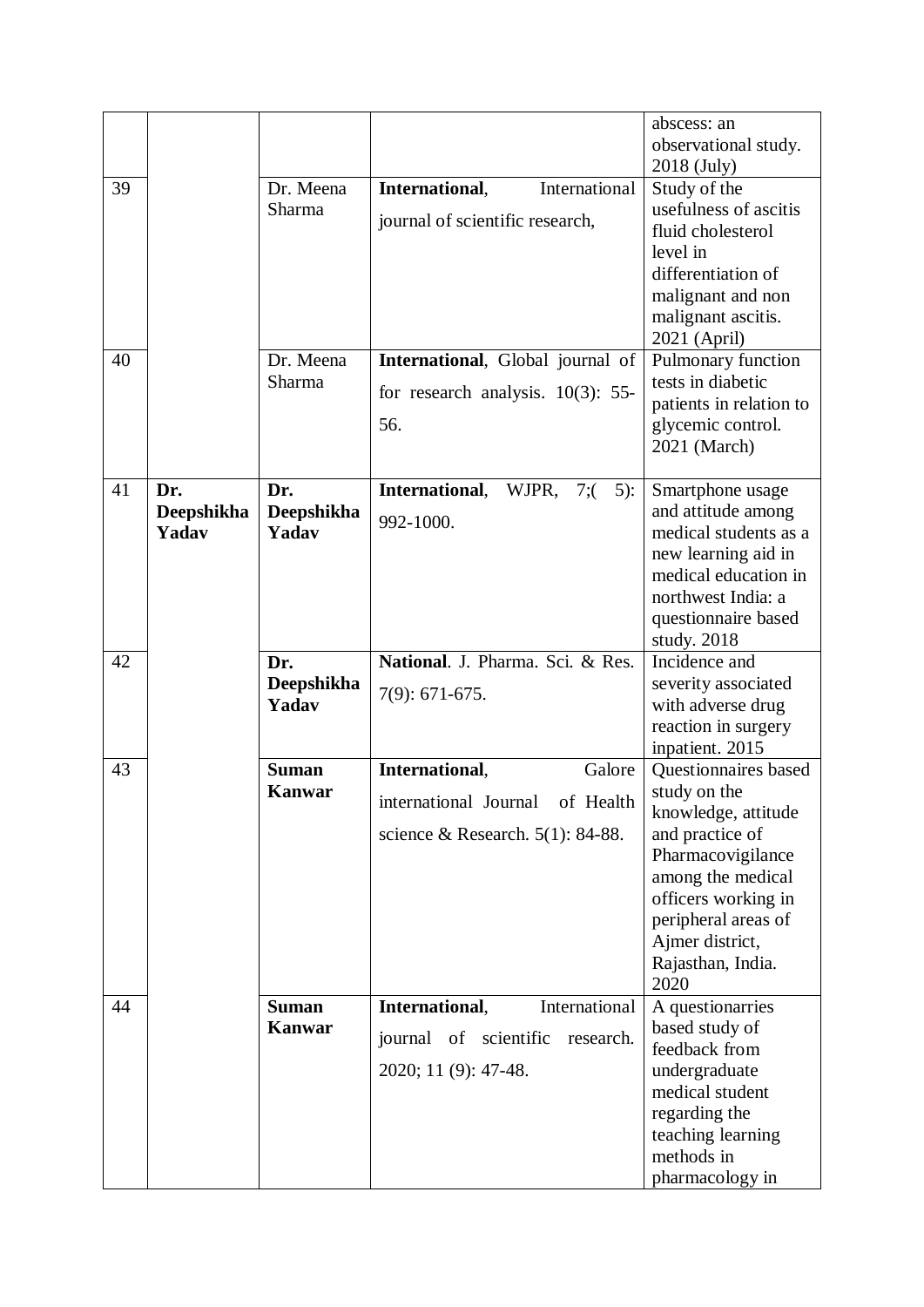|  |  |  |  | abscess: an observational study. 2018 (July) |
|---|---|---|---|---|
| 39 |  | Dr. Meena Sharma | **International**, International journal of scientific research, | Study of the usefulness of ascitis fluid cholesterol level in differentiation of malignant and non malignant ascitis. 2021 (April) |
| 40 |  | Dr. Meena Sharma | **International**, Global journal of for research analysis. 10(3): 55-56. | Pulmonary function tests in diabetic patients in relation to glycemic control. 2021 (March) |
| 41 | **Dr. Deepshikha Yadav** | **Dr. Deepshikha Yadav** | **International**, WJPR, 7;( 5): 992-1000. | Smartphone usage and attitude among medical students as a new learning aid in medical education in northwest India: a questionnaire based study. 2018 |
| 42 |  | **Dr. Deepshikha Yadav** | **National**. J. Pharma. Sci. & Res. 7(9): 671-675. | Incidence and severity associated with adverse drug reaction in surgery inpatient. 2015 |
| 43 |  | **Suman Kanwar** | **International**, Galore international Journal of Health science & Research. 5(1): 84-88. | Questionnaires based study on the knowledge, attitude and practice of Pharmacovigilance among the medical officers working in peripheral areas of Ajmer district, Rajasthan, India. 2020 |
| 44 |  | **Suman Kanwar** | **International**, International journal of scientific research. 2020; 11 (9): 47-48. | A questionarries based study of feedback from undergraduate medical student regarding the teaching learning methods in pharmacology in |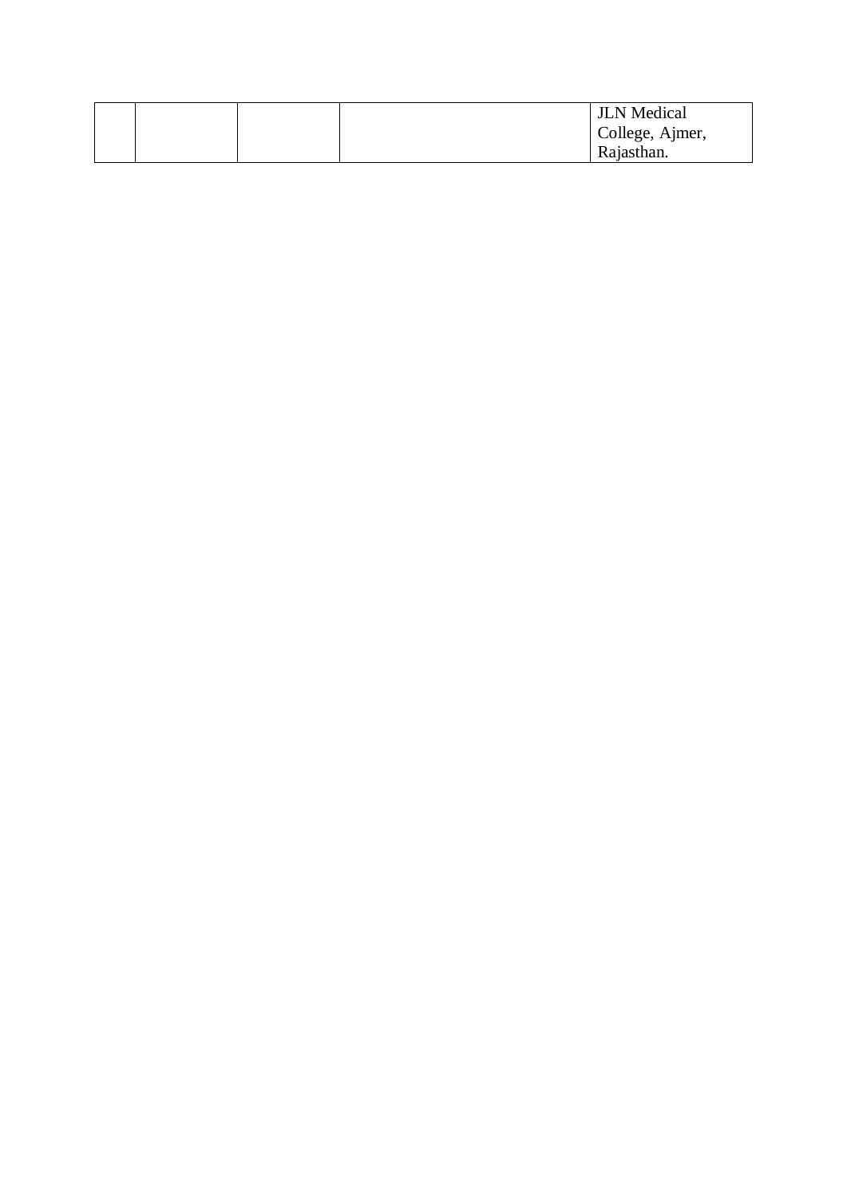| | | | | |
|---|---|---|---|---|
| | | | | JLN Medical College, Ajmer, Rajasthan. |